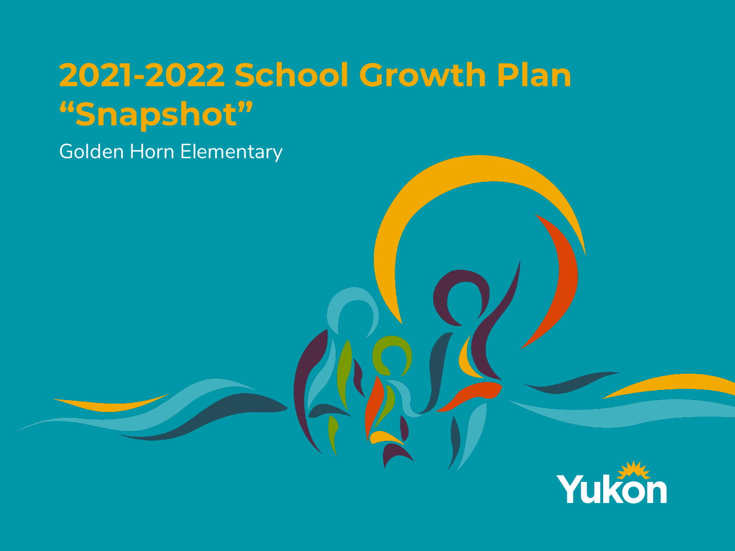# 2021-2022 School Growth Plan "Snapshot"

Golden Horn Elementary

Yukon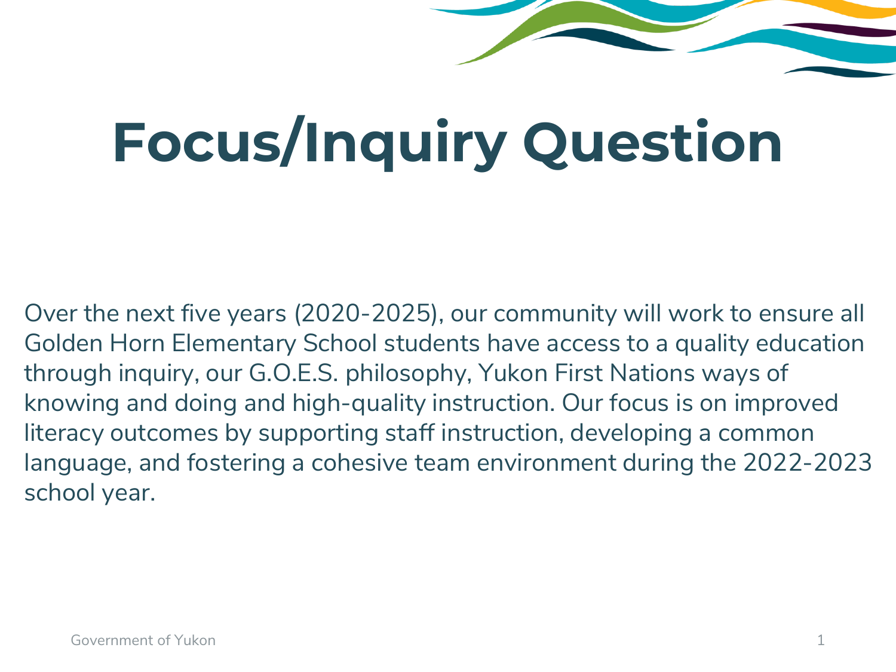# Focus/Inquiry Question

Over the next five years (2020-2025), our community will work to ensure all Golden Horn Elementary School students have access to a quality education through inquiry, our G.O.E.S. philosophy, Yukon First Nations ways of knowing and doing and high-quality instruction. Our focus is on improved literacy outcomes by supporting staff instruction, developing a common language, and fostering a cohesive team environment during the 2022-2023 school year.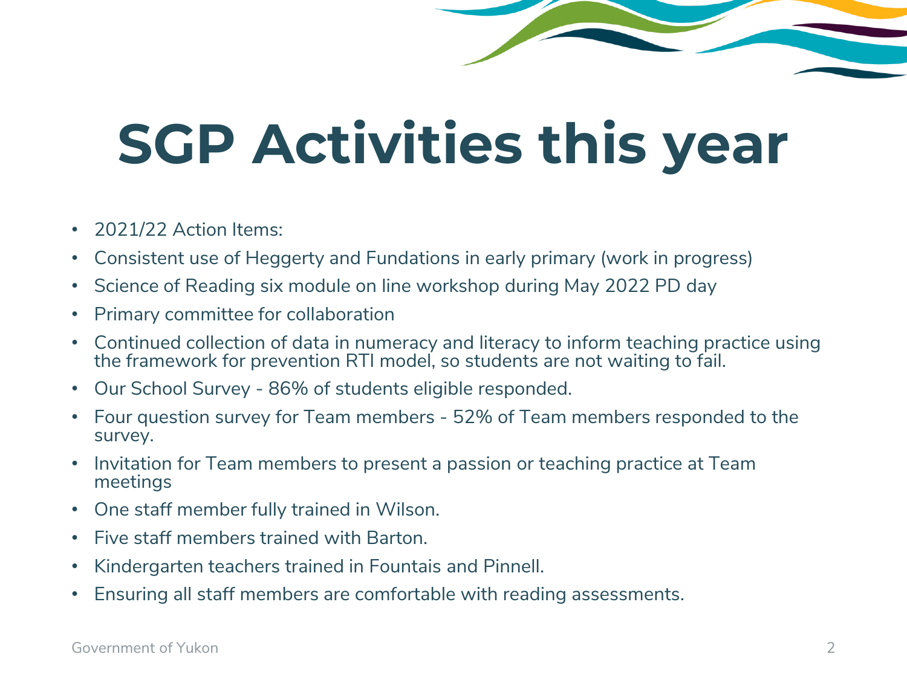# SGP Activities this year

- 2021/22 Action Items:
- Consistent use of Heggerty and Fundations in early primary (work in progress)
- Science of Reading six module on line workshop during May 2022 PD day
- Primary committee for collaboration
- Continued collection of data in numeracy and literacy to inform teaching practice using the framework for prevention RTI model, so students are not waiting to fail.
- Our School Survey - 86% of students eligible responded.
- Four question survey for Team members - 52% of Team members responded to the survey.
- Invitation for Team members to present a passion or teaching practice at Team meetings
- One staff member fully trained in Wilson.
- Five staff members trained with Barton.
- Kindergarten teachers trained in Fountais and Pinnell.
- Ensuring all staff members are comfortable with reading assessments.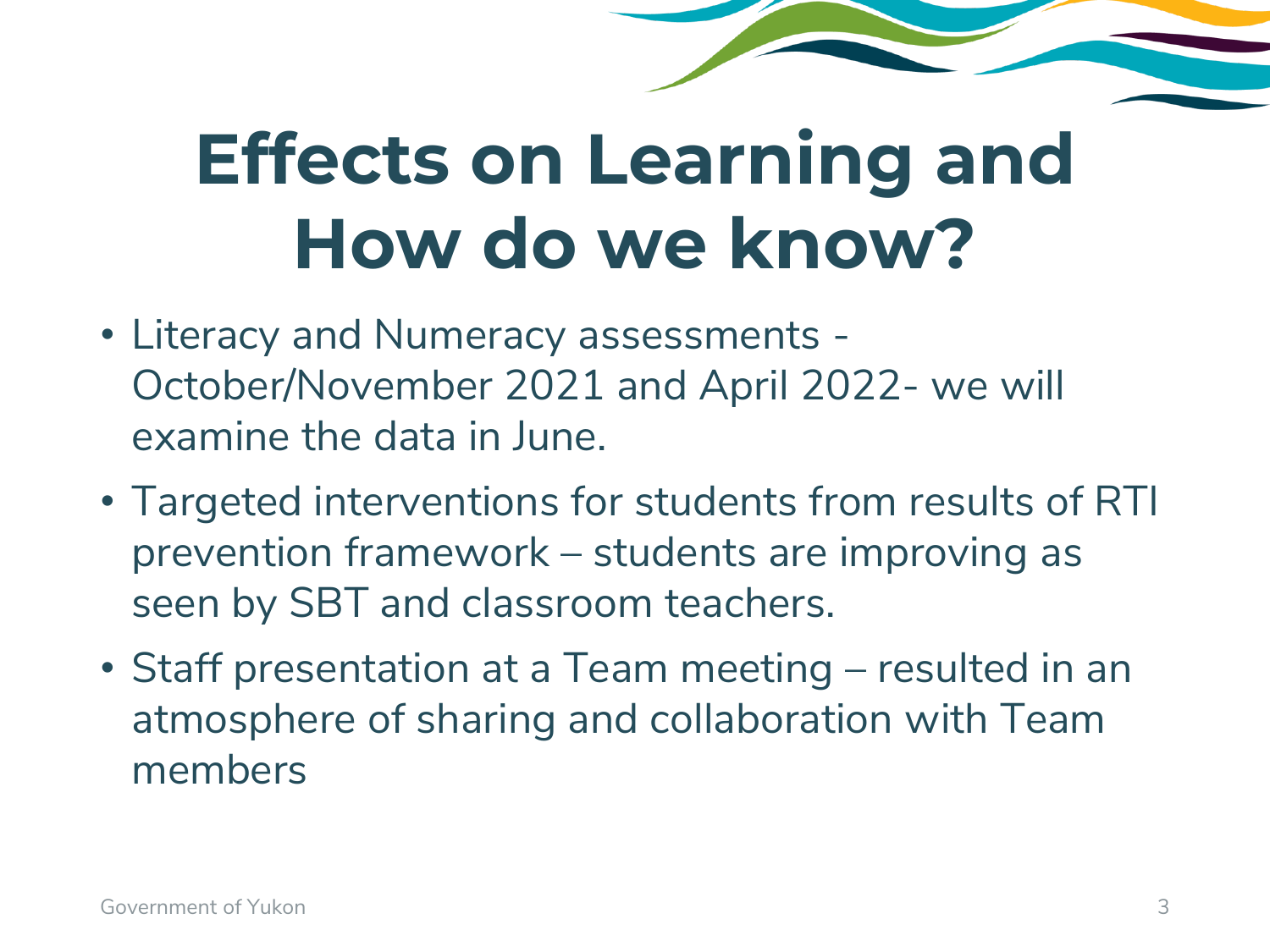# Effects on Learning and How do we know?

- Literacy and Numeracy assessments - October/November 2021 and April 2022- we will examine the data in June.
- Targeted interventions for students from results of RTI prevention framework – students are improving as seen by SBT and classroom teachers.
- Staff presentation at a Team meeting – resulted in an atmosphere of sharing and collaboration with Team members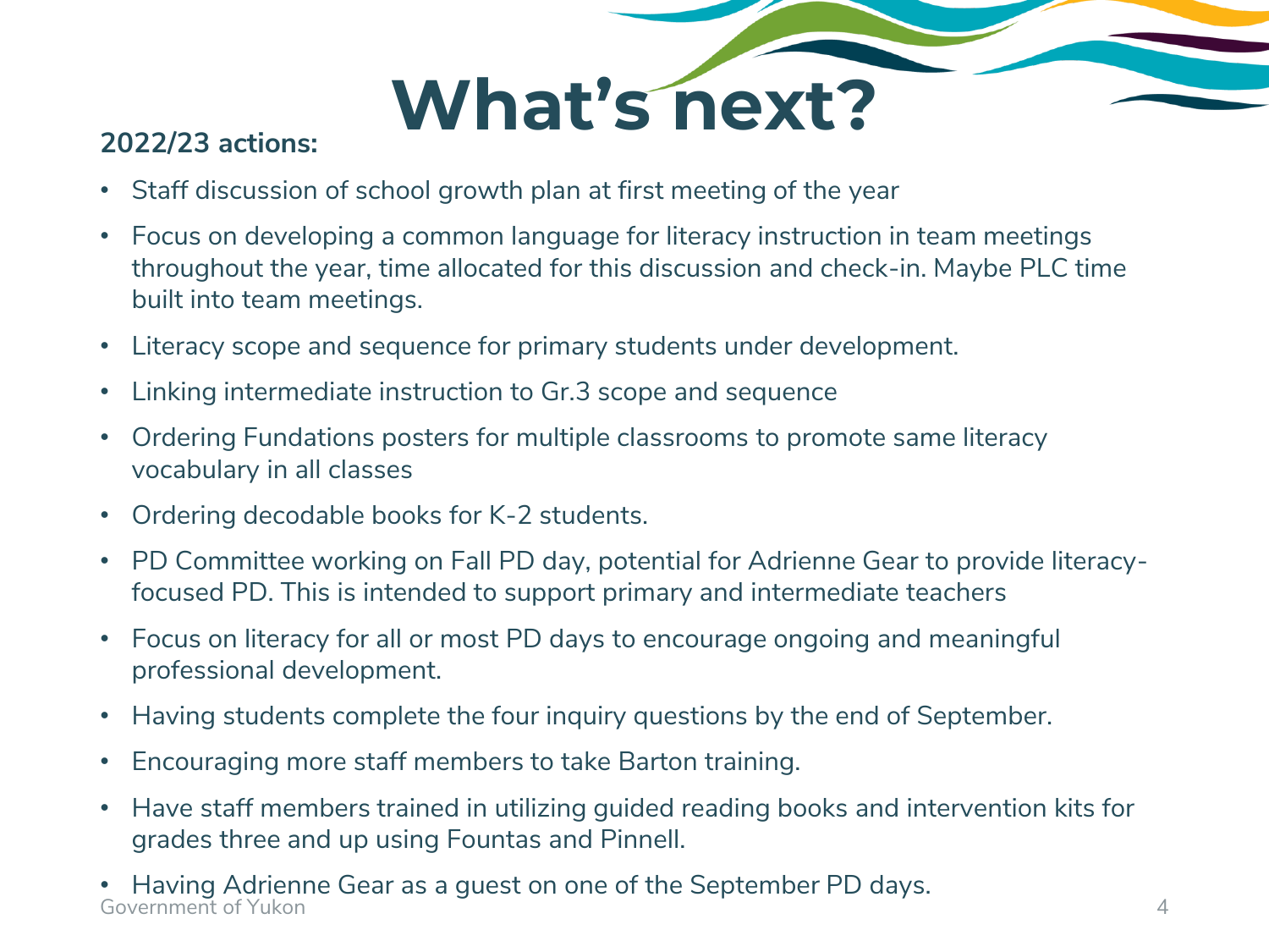# What's next?

**2022/23 actions:**

- Staff discussion of school growth plan at first meeting of the year
- Focus on developing a common language for literacy instruction in team meetings throughout the year, time allocated for this discussion and check-in. Maybe PLC time built into team meetings.
- Literacy scope and sequence for primary students under development.
- Linking intermediate instruction to Gr.3 scope and sequence
- Ordering Fundations posters for multiple classrooms to promote same literacy vocabulary in all classes
- Ordering decodable books for K-2 students.
- PD Committee working on Fall PD day, potential for Adrienne Gear to provide literacy-focused PD. This is intended to support primary and intermediate teachers
- Focus on literacy for all or most PD days to encourage ongoing and meaningful professional development.
- Having students complete the four inquiry questions by the end of September.
- Encouraging more staff members to take Barton training.
- Have staff members trained in utilizing guided reading books and intervention kits for grades three and up using Fountas and Pinnell.
- Having Adrienne Gear as a guest on one of the September PD days.